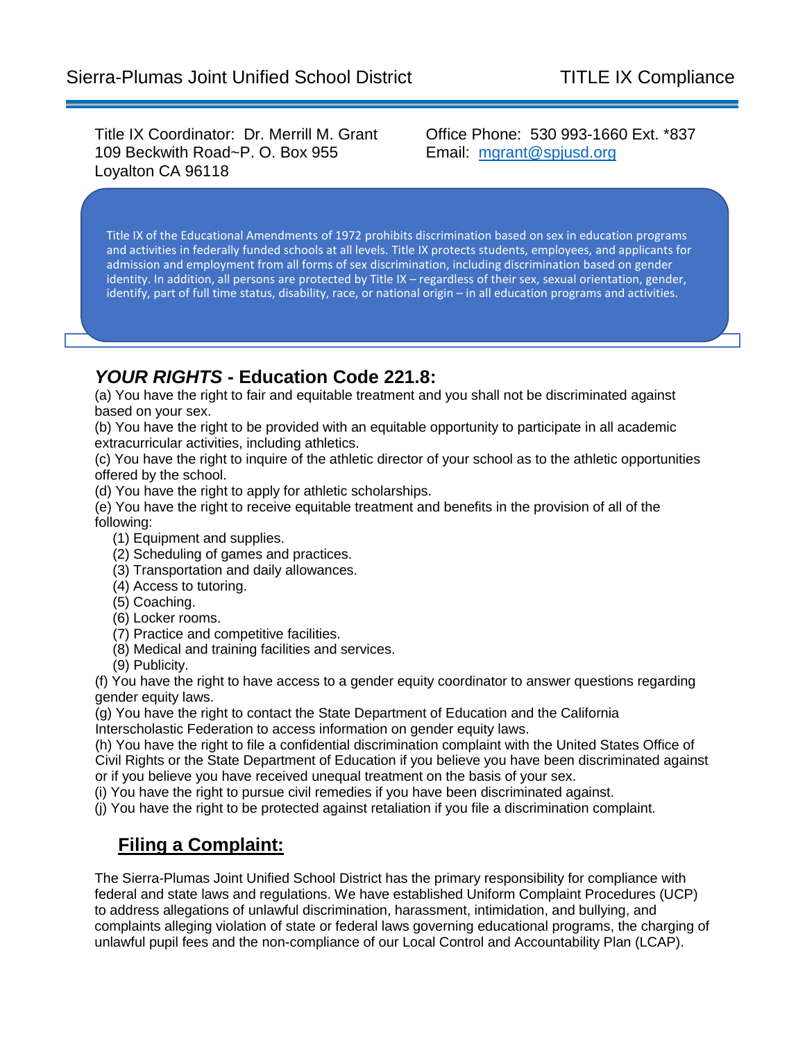Sierra-Plumas Joint Unified School District TITLE IX Compliance

Title IX Coordinator: Dr. Merrill M. Grant
109 Beckwith Road~P. O. Box 955
Loyalton CA 96118

Office Phone: 530 993-1660 Ext. *837
Email: mgrant@spjusd.org

Title IX of the Educational Amendments of 1972 prohibits discrimination based on sex in education programs and activities in federally funded schools at all levels. Title IX protects students, employees, and applicants for admission and employment from all forms of sex discrimination, including discrimination based on gender identity. In addition, all persons are protected by Title IX – regardless of their sex, sexual orientation, gender, identify, part of full time status, disability, race, or national origin – in all education programs and activities.

## *YOUR RIGHTS* - Education Code 221.8:

(a) You have the right to fair and equitable treatment and you shall not be discriminated against based on your sex.
(b) You have the right to be provided with an equitable opportunity to participate in all academic extracurricular activities, including athletics.
(c) You have the right to inquire of the athletic director of your school as to the athletic opportunities offered by the school.
(d) You have the right to apply for athletic scholarships.
(e) You have the right to receive equitable treatment and benefits in the provision of all of the following:
   (1) Equipment and supplies.
   (2) Scheduling of games and practices.
   (3) Transportation and daily allowances.
   (4) Access to tutoring.
   (5) Coaching.
   (6) Locker rooms.
   (7) Practice and competitive facilities.
   (8) Medical and training facilities and services.
   (9) Publicity.
(f) You have the right to have access to a gender equity coordinator to answer questions regarding gender equity laws.
(g) You have the right to contact the State Department of Education and the California Interscholastic Federation to access information on gender equity laws.
(h) You have the right to file a confidential discrimination complaint with the United States Office of Civil Rights or the State Department of Education if you believe you have been discriminated against or if you believe you have received unequal treatment on the basis of your sex.
(i) You have the right to pursue civil remedies if you have been discriminated against.
(j) You have the right to be protected against retaliation if you file a discrimination complaint.

## Filing a Complaint:

The Sierra-Plumas Joint Unified School District has the primary responsibility for compliance with federal and state laws and regulations. We have established Uniform Complaint Procedures (UCP) to address allegations of unlawful discrimination, harassment, intimidation, and bullying, and complaints alleging violation of state or federal laws governing educational programs, the charging of unlawful pupil fees and the non-compliance of our Local Control and Accountability Plan (LCAP).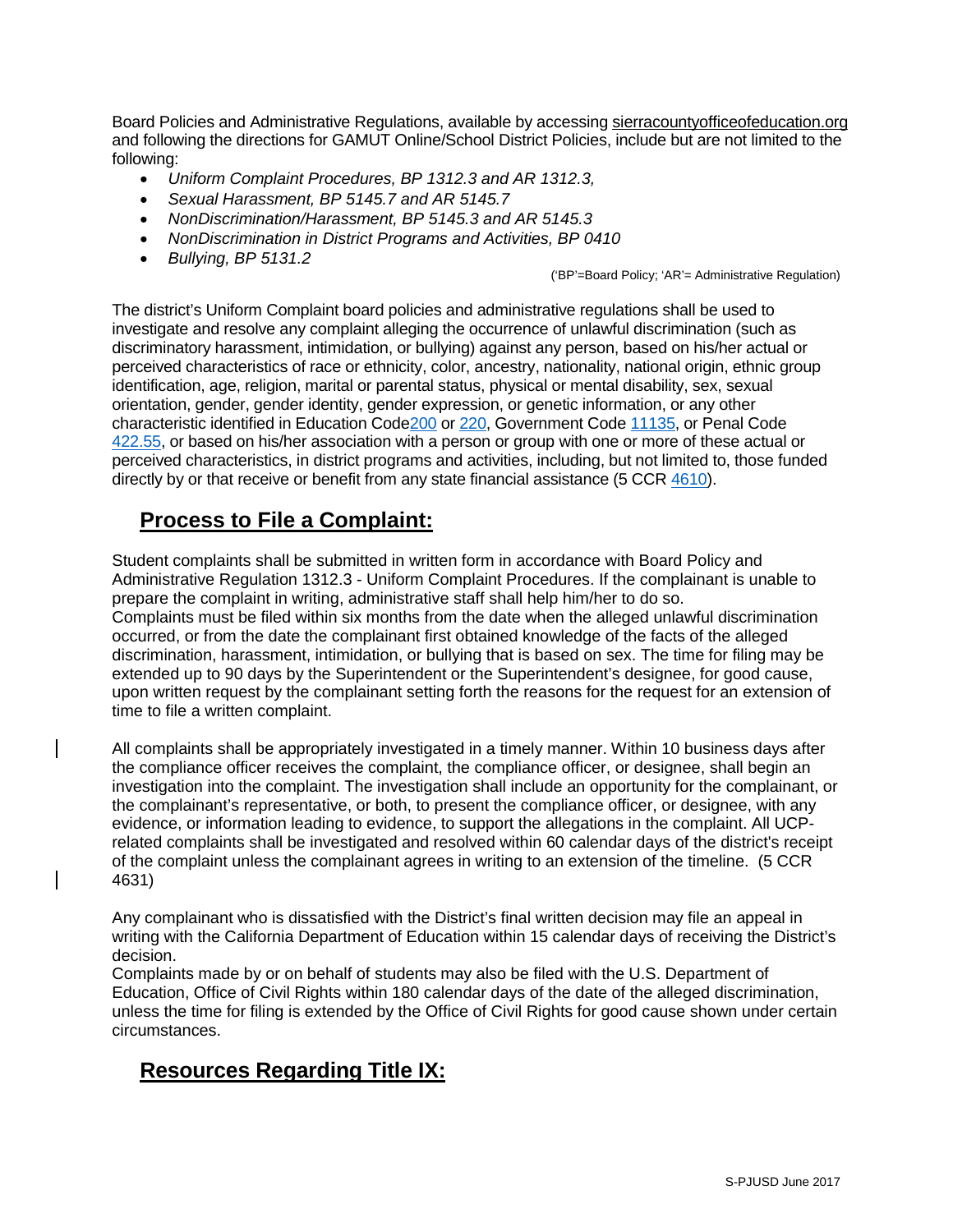Board Policies and Administrative Regulations, available by accessing sierracountyofficeofeducation.org and following the directions for GAMUT Online/School District Policies, include but are not limited to the following:

- *Uniform Complaint Procedures, BP 1312.3 and AR 1312.3,*
- *Sexual Harassment, BP 5145.7 and AR 5145.7*
- *NonDiscrimination/Harassment, BP 5145.3 and AR 5145.3*
- *NonDiscrimination in District Programs and Activities, BP 0410*
- *Bullying, BP 5131.2*

('BP'=Board Policy; 'AR'= Administrative Regulation)

The district's Uniform Complaint board policies and administrative regulations shall be used to investigate and resolve any complaint alleging the occurrence of unlawful discrimination (such as discriminatory harassment, intimidation, or bullying) against any person, based on his/her actual or perceived characteristics of race or ethnicity, color, ancestry, nationality, national origin, ethnic group identification, age, religion, marital or parental status, physical or mental disability, sex, sexual orientation, gender, gender identity, gender expression, or genetic information, or any other characteristic identified in Education Code200 or 220, Government Code 11135, or Penal Code 422.55, or based on his/her association with a person or group with one or more of these actual or perceived characteristics, in district programs and activities, including, but not limited to, those funded directly by or that receive or benefit from any state financial assistance (5 CCR 4610).

## Process to File a Complaint:

Student complaints shall be submitted in written form in accordance with Board Policy and Administrative Regulation 1312.3 - Uniform Complaint Procedures. If the complainant is unable to prepare the complaint in writing, administrative staff shall help him/her to do so.
Complaints must be filed within six months from the date when the alleged unlawful discrimination occurred, or from the date the complainant first obtained knowledge of the facts of the alleged discrimination, harassment, intimidation, or bullying that is based on sex. The time for filing may be extended up to 90 days by the Superintendent or the Superintendent's designee, for good cause, upon written request by the complainant setting forth the reasons for the request for an extension of time to file a written complaint.

All complaints shall be appropriately investigated in a timely manner. Within 10 business days after the compliance officer receives the complaint, the compliance officer, or designee, shall begin an investigation into the complaint. The investigation shall include an opportunity for the complainant, or the complainant's representative, or both, to present the compliance officer, or designee, with any evidence, or information leading to evidence, to support the allegations in the complaint. All UCP-related complaints shall be investigated and resolved within 60 calendar days of the district's receipt of the complaint unless the complainant agrees in writing to an extension of the timeline. (5 CCR 4631)

Any complainant who is dissatisfied with the District's final written decision may file an appeal in writing with the California Department of Education within 15 calendar days of receiving the District's decision.
Complaints made by or on behalf of students may also be filed with the U.S. Department of Education, Office of Civil Rights within 180 calendar days of the date of the alleged discrimination, unless the time for filing is extended by the Office of Civil Rights for good cause shown under certain circumstances.

## Resources Regarding Title IX: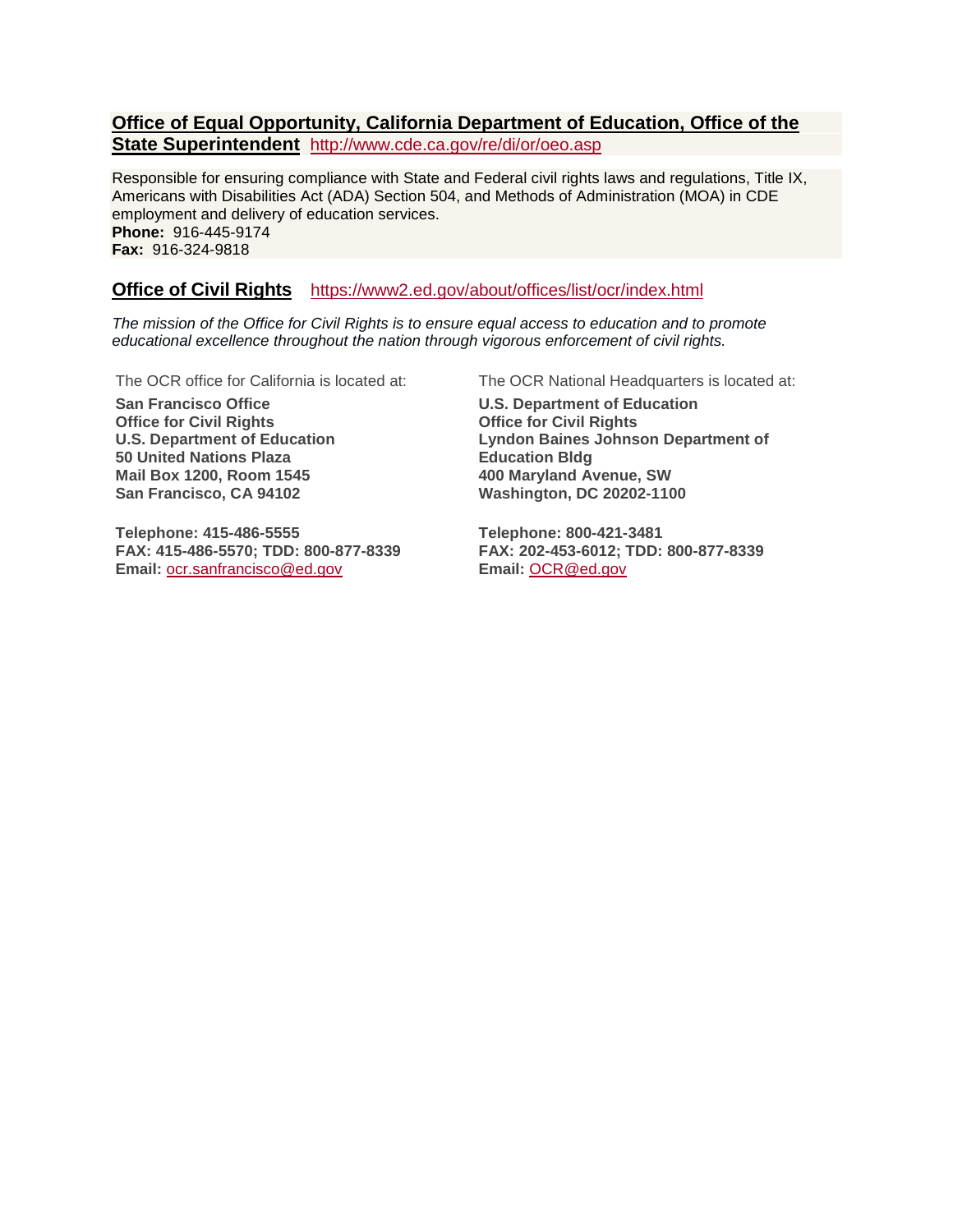## Office of Equal Opportunity, California Department of Education, Office of the State Superintendent  http://www.cde.ca.gov/re/di/or/oeo.asp

Responsible for ensuring compliance with State and Federal civil rights laws and regulations, Title IX, Americans with Disabilities Act (ADA) Section 504, and Methods of Administration (MOA) in CDE employment and delivery of education services.
**Phone:** 916-445-9174
**Fax:** 916-324-9818

## Office of Civil Rights  https://www2.ed.gov/about/offices/list/ocr/index.html

*The mission of the Office for Civil Rights is to ensure equal access to education and to promote educational excellence throughout the nation through vigorous enforcement of civil rights.*

The OCR office for California is located at:

**San Francisco Office**
**Office for Civil Rights**
**U.S. Department of Education**
**50 United Nations Plaza**
**Mail Box 1200, Room 1545**
**San Francisco, CA 94102**

**Telephone: 415-486-5555**
**FAX: 415-486-5570; TDD: 800-877-8339**
**Email:** ocr.sanfrancisco@ed.gov

The OCR National Headquarters is located at:

**U.S. Department of Education**
**Office for Civil Rights**
**Lyndon Baines Johnson Department of Education Bldg**
**400 Maryland Avenue, SW**
**Washington, DC 20202-1100**

**Telephone: 800-421-3481**
**FAX: 202-453-6012; TDD: 800-877-8339**
**Email:** OCR@ed.gov